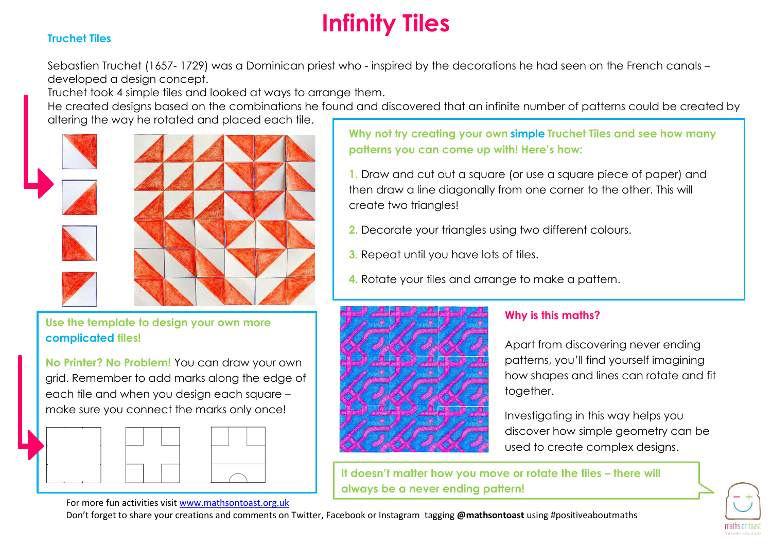# Infinity Tiles

## Truchet Tiles

Sebastien Truchet (1657- 1729) was a Dominican priest who - inspired by the decorations he had seen on the French canals – developed a design concept.

Truchet took 4 simple tiles and looked at ways to arrange them.

He created designs based on the combinations he found and discovered that an infinite number of patterns could be created by altering the way he rotated and placed each tile.

**Why not try creating your own simple Truchet Tiles and see how many patterns you can come up with! Here's how:**

1. Draw and cut out a square (or use a square piece of paper) and then draw a line diagonally from one corner to the other. This will create two triangles!
2. Decorate your triangles using two different colours.
3. Repeat until you have lots of tiles.
4. Rotate your tiles and arrange to make a pattern.

**Use the template to design your own more complicated tiles!**

**No Printer? No Problem!** You can draw your own grid. Remember to add marks along the edge of each tile and when you design each square – make sure you connect the marks only once!

### Why is this maths?

Apart from discovering never ending patterns, you'll find yourself imagining how shapes and lines can rotate and fit together.

Investigating in this way helps you discover how simple geometry can be used to create complex designs.

**It doesn't matter how you move or rotate the tiles – there will always be a never ending pattern!**

For more fun activities visit www.mathsontoast.org.uk

Don't forget to share your creations and comments on Twitter, Facebook or Instagram tagging **@mathsontoast** using #positiveaboutmaths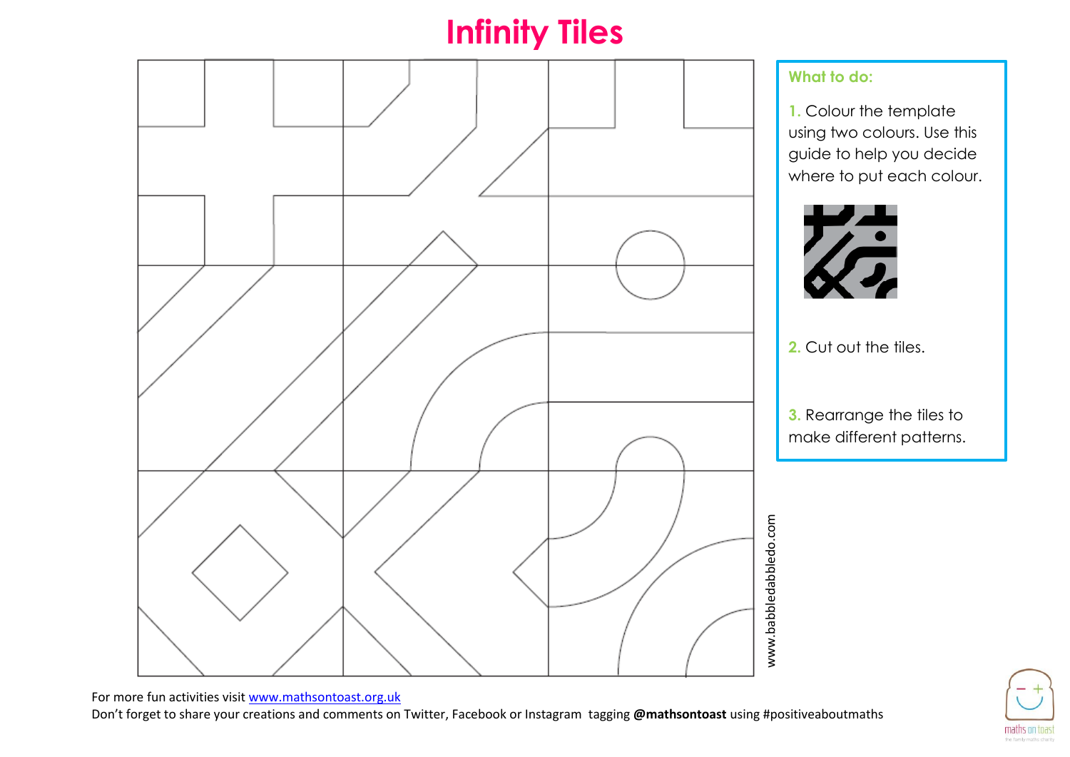# Infinity Tiles

**What to do:**

1. Colour the template using two colours. Use this guide to help you decide where to put each colour.

2. Cut out the tiles.

3. Rearrange the tiles to make different patterns.

www.babbledabbledo.com

For more fun activities visit www.mathsontoast.org.uk

Don't forget to share your creations and comments on Twitter, Facebook or Instagram tagging **@mathsontoast** using #positiveaboutmaths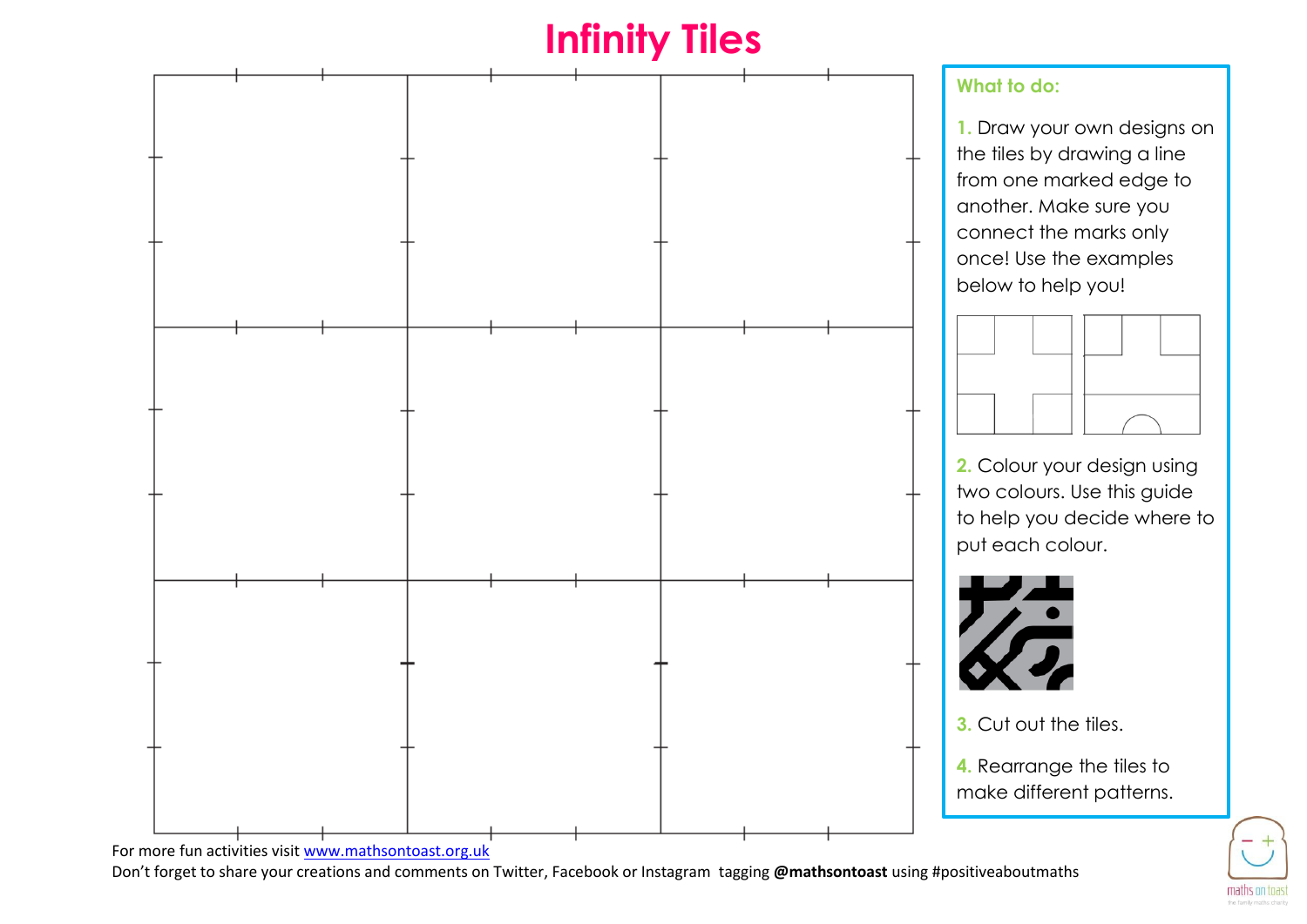# Infinity Tiles

**What to do:**

1. Draw your own designs on the tiles by drawing a line from one marked edge to another. Make sure you connect the marks only once! Use the examples below to help you!

2. Colour your design using two colours. Use this guide to help you decide where to put each colour.

3. Cut out the tiles.

4. Rearrange the tiles to make different patterns.

For more fun activities visit [www.mathsontoast.org.uk](http://www.mathsontoast.org.uk)

Don't forget to share your creations and comments on Twitter, Facebook or Instagram tagging **@mathsontoast** using #positiveaboutmaths